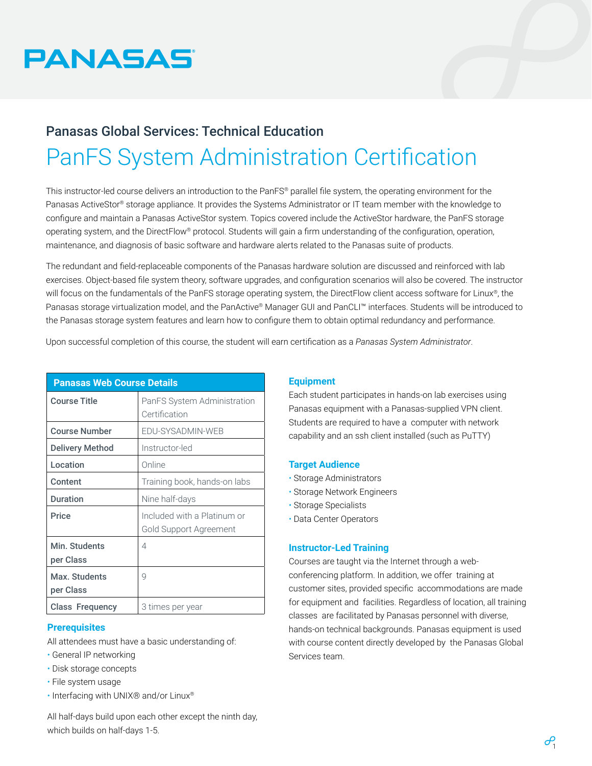PANASAS®

## Panasas Global Services: Technical Education

# PanFS System Administration Certification

This instructor-led course delivers an introduction to the PanFS® parallel file system, the operating environment for the Panasas ActiveStor® storage appliance. It provides the Systems Administrator or IT team member with the knowledge to configure and maintain a Panasas ActiveStor system. Topics covered include the ActiveStor hardware, the PanFS storage operating system, and the DirectFlow® protocol. Students will gain a firm understanding of the configuration, operation, maintenance, and diagnosis of basic software and hardware alerts related to the Panasas suite of products.

The redundant and field-replaceable components of the Panasas hardware solution are discussed and reinforced with lab exercises. Object-based file system theory, software upgrades, and configuration scenarios will also be covered. The instructor will focus on the fundamentals of the PanFS storage operating system, the DirectFlow client access software for Linux®, the Panasas storage virtualization model, and the PanActive® Manager GUI and PanCLI™ interfaces. Students will be introduced to the Panasas storage system features and learn how to configure them to obtain optimal redundancy and performance.

Upon successful completion of this course, the student will earn certification as a *Panasas System Administrator*.

| Panasas Web Course Details | |
|---|---|
| **Course Title** | PanFS System Administration Certification |
| **Course Number** | EDU-SYSADMIN-WEB |
| **Delivery Method** | Instructor-led |
| **Location** | Online |
| **Content** | Training book, hands-on labs |
| **Duration** | Nine half-days |
| **Price** | Included with a Platinum or Gold Support Agreement |
| **Min. Students per Class** | 4 |
| **Max. Students per Class** | 9 |
| **Class Frequency** | 3 times per year |

### Prerequisites

All attendees must have a basic understanding of:

- General IP networking
- Disk storage concepts
- File system usage
- Interfacing with UNIX® and/or Linux®

All half-days build upon each other except the ninth day, which builds on half-days 1-5.

### Equipment

Each student participates in hands-on lab exercises using Panasas equipment with a Panasas-supplied VPN client. Students are required to have a computer with network capability and an ssh client installed (such as PuTTY)

### Target Audience

- Storage Administrators
- Storage Network Engineers
- Storage Specialists
- Data Center Operators

### Instructor-Led Training

Courses are taught via the Internet through a web-conferencing platform. In addition, we offer training at customer sites, provided specific accommodations are made for equipment and facilities. Regardless of location, all training classes are facilitated by Panasas personnel with diverse, hands-on technical backgrounds. Panasas equipment is used with course content directly developed by the Panasas Global Services team.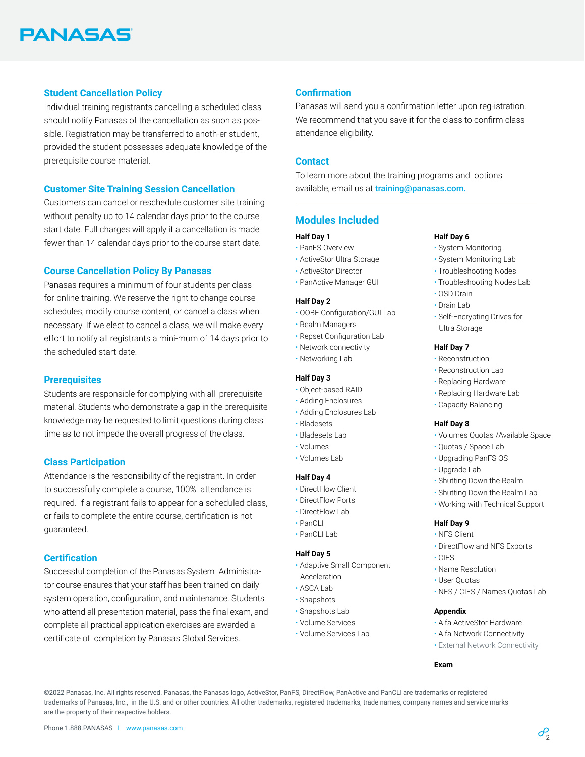## Student Cancellation Policy

Individual training registrants cancelling a scheduled class should notify Panasas of the cancellation as soon as possible. Registration may be transferred to another student, provided the student possesses adequate knowledge of the prerequisite course material.

## Customer Site Training Session Cancellation

Customers can cancel or reschedule customer site training without penalty up to 14 calendar days prior to the course start date. Full charges will apply if a cancellation is made fewer than 14 calendar days prior to the course start date.

## Course Cancellation Policy By Panasas

Panasas requires a minimum of four students per class for online training. We reserve the right to change course schedules, modify course content, or cancel a class when necessary. If we elect to cancel a class, we will make every effort to notify all registrants a minimum of 14 days prior to the scheduled start date.

## Prerequisites

Students are responsible for complying with all prerequisite material. Students who demonstrate a gap in the prerequisite knowledge may be requested to limit questions during class time as to not impede the overall progress of the class.

## Class Participation

Attendance is the responsibility of the registrant. In order to successfully complete a course, 100% attendance is required. If a registrant fails to appear for a scheduled class, or fails to complete the entire course, certification is not guaranteed.

## Certification

Successful completion of the Panasas System Administrator course ensures that your staff has been trained on daily system operation, configuration, and maintenance. Students who attend all presentation material, pass the final exam, and complete all practical application exercises are awarded a certificate of completion by Panasas Global Services.

## Confirmation

Panasas will send you a confirmation letter upon registration. We recommend that you save it for the class to confirm class attendance eligibility.

## Contact

To learn more about the training programs and options available, email us at **training@panasas.com.**

## Modules Included

**Half Day 1**
- PanFS Overview
- ActiveStor Ultra Storage
- ActiveStor Director
- PanActive Manager GUI

**Half Day 2**
- OOBE Configuration/GUI Lab
- Realm Managers
- Repset Configuration Lab
- Network connectivity
- Networking Lab

**Half Day 3**
- Object-based RAID
- Adding Enclosures
- Adding Enclosures Lab
- Bladesets
- Bladesets Lab
- Volumes
- Volumes Lab

**Half Day 4**
- DirectFlow Client
- DirectFlow Ports
- DirectFlow Lab
- PanCLI
- PanCLI Lab

**Half Day 5**
- Adaptive Small Component Acceleration
- ASCA Lab
- Snapshots
- Snapshots Lab
- Volume Services
- Volume Services Lab

**Half Day 6**
- System Monitoring
- System Monitoring Lab
- Troubleshooting Nodes
- Troubleshooting Nodes Lab
- OSD Drain
- Drain Lab
- Self-Encrypting Drives for Ultra Storage

**Half Day 7**
- Reconstruction
- Reconstruction Lab
- Replacing Hardware
- Replacing Hardware Lab
- Capacity Balancing

**Half Day 8**
- Volumes Quotas /Available Space
- Quotas / Space Lab
- Upgrading PanFS OS
- Upgrade Lab
- Shutting Down the Realm
- Shutting Down the Realm Lab
- Working with Technical Support

**Half Day 9**
- NFS Client
- DirectFlow and NFS Exports
- CIFS
- Name Resolution
- User Quotas
- NFS / CIFS / Names Quotas Lab

**Appendix**
- Alfa ActiveStor Hardware
- Alfa Network Connectivity
- External Network Connectivity

**Exam**

©2022 Panasas, Inc. All rights reserved. Panasas, the Panasas logo, ActiveStor, PanFS, DirectFlow, PanActive and PanCLI are trademarks or registered trademarks of Panasas, Inc., in the U.S. and or other countries. All other trademarks, registered trademarks, trade names, company names and service marks are the property of their respective holders.

Phone 1.888.PANASAS | www.panasas.com